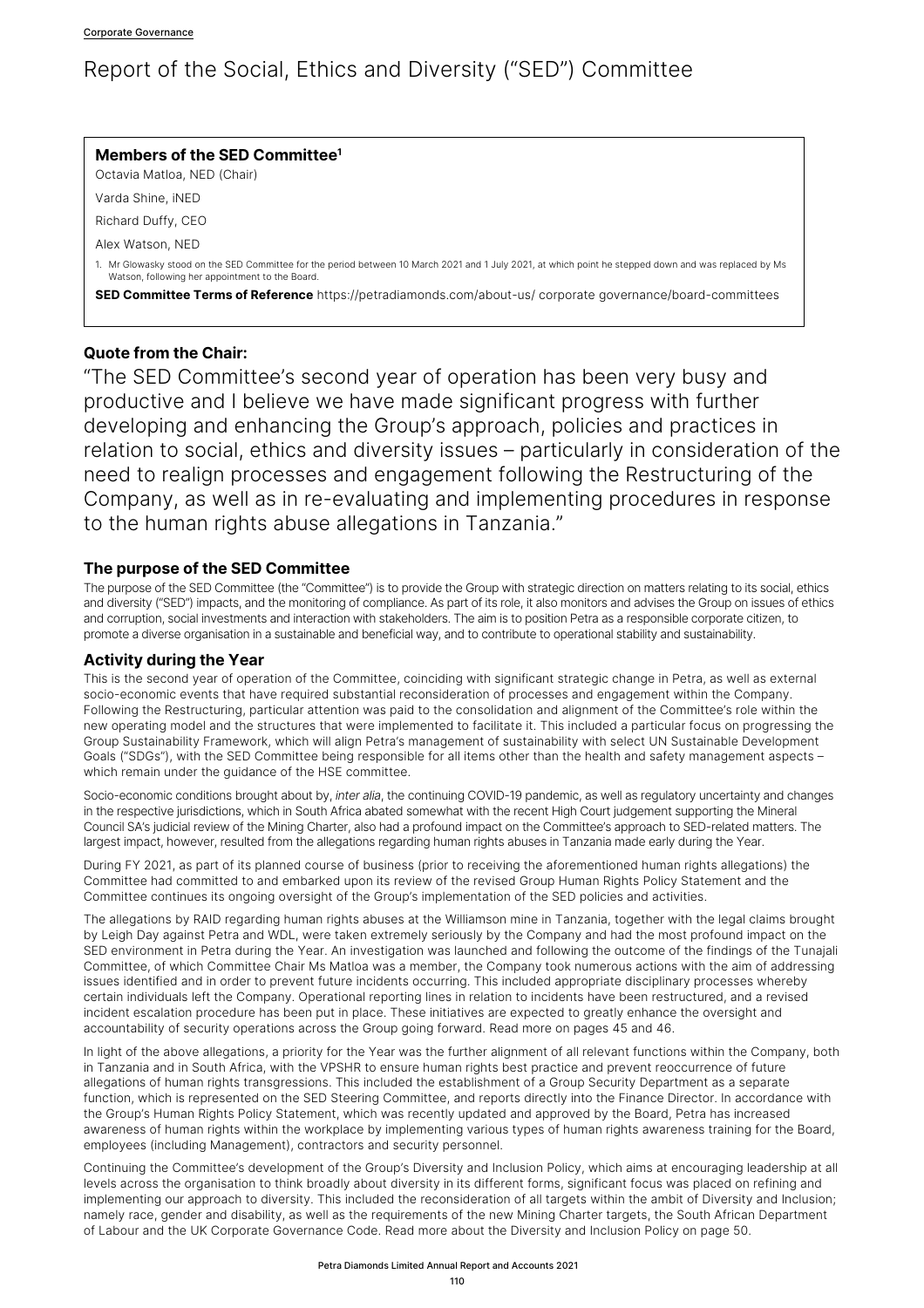# Report of the Social, Ethics and Diversity ("SED") Committee

**Members of the SED Committee**[1]

Octavia Matloa, NED (Chair)

Varda Shine, iNED

Richard Duffy, CEO

Alex Watson, NED

1. Mr Glowasky stood on the SED Committee for the period between 10 March 2021 and 1 July 2021, at which point he stepped down and was replaced by Ms Watson, following her appointment to the Board.

**SED Committee Terms of Reference** https://petradiamonds.com/about-us/ corporate governance/board-committees

**Quote from the Chair:**

"The SED Committee's second year of operation has been very busy and productive and I believe we have made significant progress with further developing and enhancing the Group's approach, policies and practices in relation to social, ethics and diversity issues – particularly in consideration of the need to realign processes and engagement following the Restructuring of the Company, as well as in re-evaluating and implementing procedures in response to the human rights abuse allegations in Tanzania."

## The purpose of the SED Committee

The purpose of the SED Committee (the "Committee") is to provide the Group with strategic direction on matters relating to its social, ethics and diversity ("SED") impacts, and the monitoring of compliance. As part of its role, it also monitors and advises the Group on issues of ethics and corruption, social investments and interaction with stakeholders. The aim is to position Petra as a responsible corporate citizen, to promote a diverse organisation in a sustainable and beneficial way, and to contribute to operational stability and sustainability.

## Activity during the Year

This is the second year of operation of the Committee, coinciding with significant strategic change in Petra, as well as external socio-economic events that have required substantial reconsideration of processes and engagement within the Company. Following the Restructuring, particular attention was paid to the consolidation and alignment of the Committee's role within the new operating model and the structures that were implemented to facilitate it. This included a particular focus on progressing the Group Sustainability Framework, which will align Petra's management of sustainability with select UN Sustainable Development Goals ("SDGs"), with the SED Committee being responsible for all items other than the health and safety management aspects – which remain under the guidance of the HSE committee.

Socio-economic conditions brought about by, *inter alia*, the continuing COVID-19 pandemic, as well as regulatory uncertainty and changes in the respective jurisdictions, which in South Africa abated somewhat with the recent High Court judgement supporting the Mineral Council SA's judicial review of the Mining Charter, also had a profound impact on the Committee's approach to SED-related matters. The largest impact, however, resulted from the allegations regarding human rights abuses in Tanzania made early during the Year.

During FY 2021, as part of its planned course of business (prior to receiving the aforementioned human rights allegations) the Committee had committed to and embarked upon its review of the revised Group Human Rights Policy Statement and the Committee continues its ongoing oversight of the Group's implementation of the SED policies and activities.

The allegations by RAID regarding human rights abuses at the Williamson mine in Tanzania, together with the legal claims brought by Leigh Day against Petra and WDL, were taken extremely seriously by the Company and had the most profound impact on the SED environment in Petra during the Year. An investigation was launched and following the outcome of the findings of the Tunajali Committee, of which Committee Chair Ms Matloa was a member, the Company took numerous actions with the aim of addressing issues identified and in order to prevent future incidents occurring. This included appropriate disciplinary processes whereby certain individuals left the Company. Operational reporting lines in relation to incidents have been restructured, and a revised incident escalation procedure has been put in place. These initiatives are expected to greatly enhance the oversight and accountability of security operations across the Group going forward. Read more on pages 45 and 46.

In light of the above allegations, a priority for the Year was the further alignment of all relevant functions within the Company, both in Tanzania and in South Africa, with the VPSHR to ensure human rights best practice and prevent reoccurrence of future allegations of human rights transgressions. This included the establishment of a Group Security Department as a separate function, which is represented on the SED Steering Committee, and reports directly into the Finance Director. In accordance with the Group's Human Rights Policy Statement, which was recently updated and approved by the Board, Petra has increased awareness of human rights within the workplace by implementing various types of human rights awareness training for the Board, employees (including Management), contractors and security personnel.

Continuing the Committee's development of the Group's Diversity and Inclusion Policy, which aims at encouraging leadership at all levels across the organisation to think broadly about diversity in its different forms, significant focus was placed on refining and implementing our approach to diversity. This included the reconsideration of all targets within the ambit of Diversity and Inclusion; namely race, gender and disability, as well as the requirements of the new Mining Charter targets, the South African Department of Labour and the UK Corporate Governance Code. Read more about the Diversity and Inclusion Policy on page 50.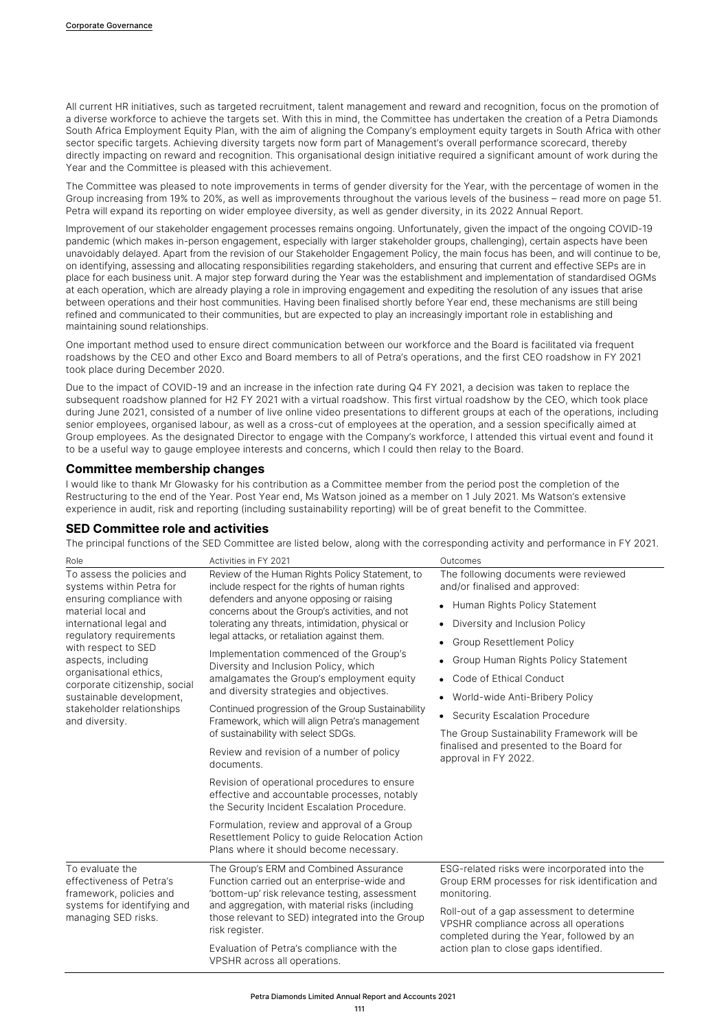All current HR initiatives, such as targeted recruitment, talent management and reward and recognition, focus on the promotion of a diverse workforce to achieve the targets set. With this in mind, the Committee has undertaken the creation of a Petra Diamonds South Africa Employment Equity Plan, with the aim of aligning the Company's employment equity targets in South Africa with other sector specific targets. Achieving diversity targets now form part of Management's overall performance scorecard, thereby directly impacting on reward and recognition. This organisational design initiative required a significant amount of work during the Year and the Committee is pleased with this achievement.

The Committee was pleased to note improvements in terms of gender diversity for the Year, with the percentage of women in the Group increasing from 19% to 20%, as well as improvements throughout the various levels of the business – read more on page 51. Petra will expand its reporting on wider employee diversity, as well as gender diversity, in its 2022 Annual Report.

Improvement of our stakeholder engagement processes remains ongoing. Unfortunately, given the impact of the ongoing COVID-19 pandemic (which makes in-person engagement, especially with larger stakeholder groups, challenging), certain aspects have been unavoidably delayed. Apart from the revision of our Stakeholder Engagement Policy, the main focus has been, and will continue to be, on identifying, assessing and allocating responsibilities regarding stakeholders, and ensuring that current and effective SEPs are in place for each business unit. A major step forward during the Year was the establishment and implementation of standardised OGMs at each operation, which are already playing a role in improving engagement and expediting the resolution of any issues that arise between operations and their host communities. Having been finalised shortly before Year end, these mechanisms are still being refined and communicated to their communities, but are expected to play an increasingly important role in establishing and maintaining sound relationships.

One important method used to ensure direct communication between our workforce and the Board is facilitated via frequent roadshows by the CEO and other Exco and Board members to all of Petra's operations, and the first CEO roadshow in FY 2021 took place during December 2020.

Due to the impact of COVID-19 and an increase in the infection rate during Q4 FY 2021, a decision was taken to replace the subsequent roadshow planned for H2 FY 2021 with a virtual roadshow. This first virtual roadshow by the CEO, which took place during June 2021, consisted of a number of live online video presentations to different groups at each of the operations, including senior employees, organised labour, as well as a cross-cut of employees at the operation, and a session specifically aimed at Group employees. As the designated Director to engage with the Company's workforce, I attended this virtual event and found it to be a useful way to gauge employee interests and concerns, which I could then relay to the Board.

## Committee membership changes

I would like to thank Mr Glowasky for his contribution as a Committee member from the period post the completion of the Restructuring to the end of the Year. Post Year end, Ms Watson joined as a member on 1 July 2021. Ms Watson's extensive experience in audit, risk and reporting (including sustainability reporting) will be of great benefit to the Committee.

## SED Committee role and activities

The principal functions of the SED Committee are listed below, along with the corresponding activity and performance in FY 2021.

| Role | Activities in FY 2021 | Outcomes |
|---|---|---|
| To assess the policies and systems within Petra for ensuring compliance with material local and international legal and regulatory requirements with respect to SED aspects, including organisational ethics, corporate citizenship, social sustainable development, stakeholder relationships and diversity. | Review of the Human Rights Policy Statement, to include respect for the rights of human rights defenders and anyone opposing or raising concerns about the Group's activities, and not tolerating any threats, intimidation, physical or legal attacks, or retaliation against them.<br><br>Implementation commenced of the Group's Diversity and Inclusion Policy, which amalgamates the Group's employment equity and diversity strategies and objectives.<br><br>Continued progression of the Group Sustainability Framework, which will align Petra's management of sustainability with select SDGs.<br><br>Review and revision of a number of policy documents.<br><br>Revision of operational procedures to ensure effective and accountable processes, notably the Security Incident Escalation Procedure.<br><br>Formulation, review and approval of a Group Resettlement Policy to guide Relocation Action Plans where it should become necessary. | The following documents were reviewed and/or finalised and approved:<br>• Human Rights Policy Statement<br>• Diversity and Inclusion Policy<br>• Group Resettlement Policy<br>• Group Human Rights Policy Statement<br>• Code of Ethical Conduct<br>• World-wide Anti-Bribery Policy<br>• Security Escalation Procedure<br><br>The Group Sustainability Framework will be finalised and presented to the Board for approval in FY 2022. |
| To evaluate the effectiveness of Petra's framework, policies and systems for identifying and managing SED risks. | The Group's ERM and Combined Assurance Function carried out an enterprise-wide and 'bottom-up' risk relevance testing, assessment and aggregation, with material risks (including those relevant to SED) integrated into the Group risk register.<br><br>Evaluation of Petra's compliance with the VPSHR across all operations. | ESG-related risks were incorporated into the Group ERM processes for risk identification and monitoring.<br><br>Roll-out of a gap assessment to determine VPSHR compliance across all operations completed during the Year, followed by an action plan to close gaps identified. |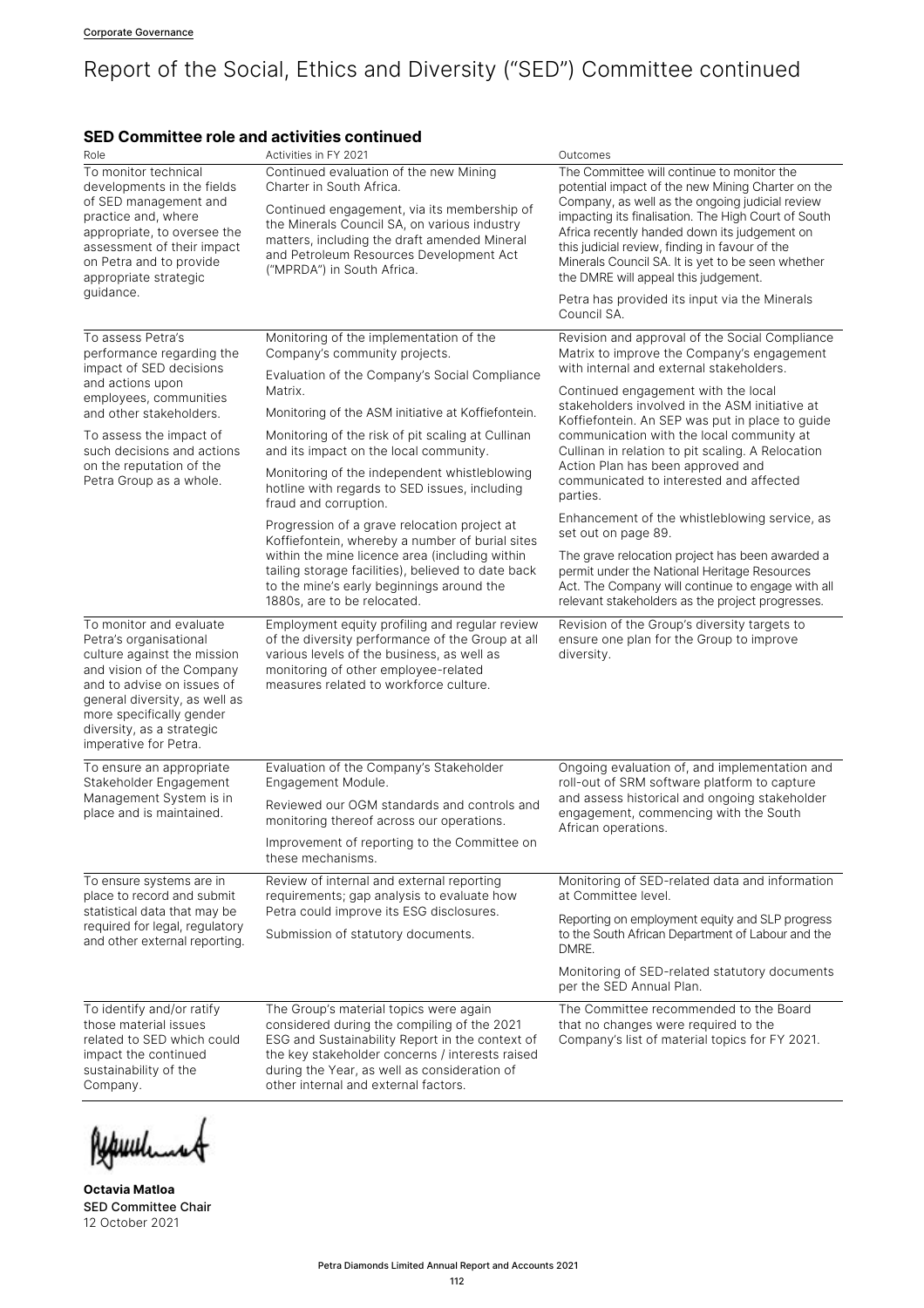# Report of the Social, Ethics and Diversity ("SED") Committee continued

## SED Committee role and activities continued

| Role | Activities in FY 2021 | Outcomes |
|---|---|---|
| To monitor technical developments in the fields of SED management and practice and, where appropriate, to oversee the assessment of their impact on Petra and to provide appropriate strategic guidance. | Continued evaluation of the new Mining Charter in South Africa.<br><br>Continued engagement, via its membership of the Minerals Council SA, on various industry matters, including the draft amended Mineral and Petroleum Resources Development Act ("MPRDA") in South Africa. | The Committee will continue to monitor the potential impact of the new Mining Charter on the Company, as well as the ongoing judicial review impacting its finalisation. The High Court of South Africa recently handed down its judgement on this judicial review, finding in favour of the Minerals Council SA. It is yet to be seen whether the DMRE will appeal this judgement.<br><br>Petra has provided its input via the Minerals Council SA. |
| To assess Petra's performance regarding the impact of SED decisions and actions upon employees, communities and other stakeholders.<br><br>To assess the impact of such decisions and actions on the reputation of the Petra Group as a whole. | Monitoring of the implementation of the Company's community projects.<br><br>Evaluation of the Company's Social Compliance Matrix.<br><br>Monitoring of the ASM initiative at Koffiefontein.<br><br>Monitoring of the risk of pit scaling at Cullinan and its impact on the local community.<br><br>Monitoring of the independent whistleblowing hotline with regards to SED issues, including fraud and corruption.<br><br>Progression of a grave relocation project at Koffiefontein, whereby a number of burial sites within the mine licence area (including within tailing storage facilities), believed to date back to the mine's early beginnings around the 1880s, are to be relocated. | Revision and approval of the Social Compliance Matrix to improve the Company's engagement with internal and external stakeholders.<br><br>Continued engagement with the local stakeholders involved in the ASM initiative at Koffiefontein. An SEP was put in place to guide communication with the local community at Cullinan in relation to pit scaling. A Relocation Action Plan has been approved and communicated to interested and affected parties.<br><br>Enhancement of the whistleblowing service, as set out on page 89.<br><br>The grave relocation project has been awarded a permit under the National Heritage Resources Act. The Company will continue to engage with all relevant stakeholders as the project progresses. |
| To monitor and evaluate Petra's organisational culture against the mission and vision of the Company and to advise on issues of general diversity, as well as more specifically gender diversity, as a strategic imperative for Petra. | Employment equity profiling and regular review of the diversity performance of the Group at all various levels of the business, as well as monitoring of other employee-related measures related to workforce culture. | Revision of the Group's diversity targets to ensure one plan for the Group to improve diversity. |
| To ensure an appropriate Stakeholder Engagement Management System is in place and is maintained. | Evaluation of the Company's Stakeholder Engagement Module.<br><br>Reviewed our OGM standards and controls and monitoring thereof across our operations.<br><br>Improvement of reporting to the Committee on these mechanisms. | Ongoing evaluation of, and implementation and roll-out of SRM software platform to capture and assess historical and ongoing stakeholder engagement, commencing with the South African operations. |
| To ensure systems are in place to record and submit statistical data that may be required for legal, regulatory and other external reporting. | Review of internal and external reporting requirements; gap analysis to evaluate how Petra could improve its ESG disclosures.<br><br>Submission of statutory documents. | Monitoring of SED-related data and information at Committee level.<br><br>Reporting on employment equity and SLP progress to the South African Department of Labour and the DMRE.<br><br>Monitoring of SED-related statutory documents per the SED Annual Plan. |
| To identify and/or ratify those material issues related to SED which could impact the continued sustainability of the Company. | The Group's material topics were again considered during the compiling of the 2021 ESG and Sustainability Report in the context of the key stakeholder concerns / interests raised during the Year, as well as consideration of other internal and external factors. | The Committee recommended to the Board that no changes were required to the Company's list of material topics for FY 2021. |

**Octavia Matloa**
SED Committee Chair
12 October 2021